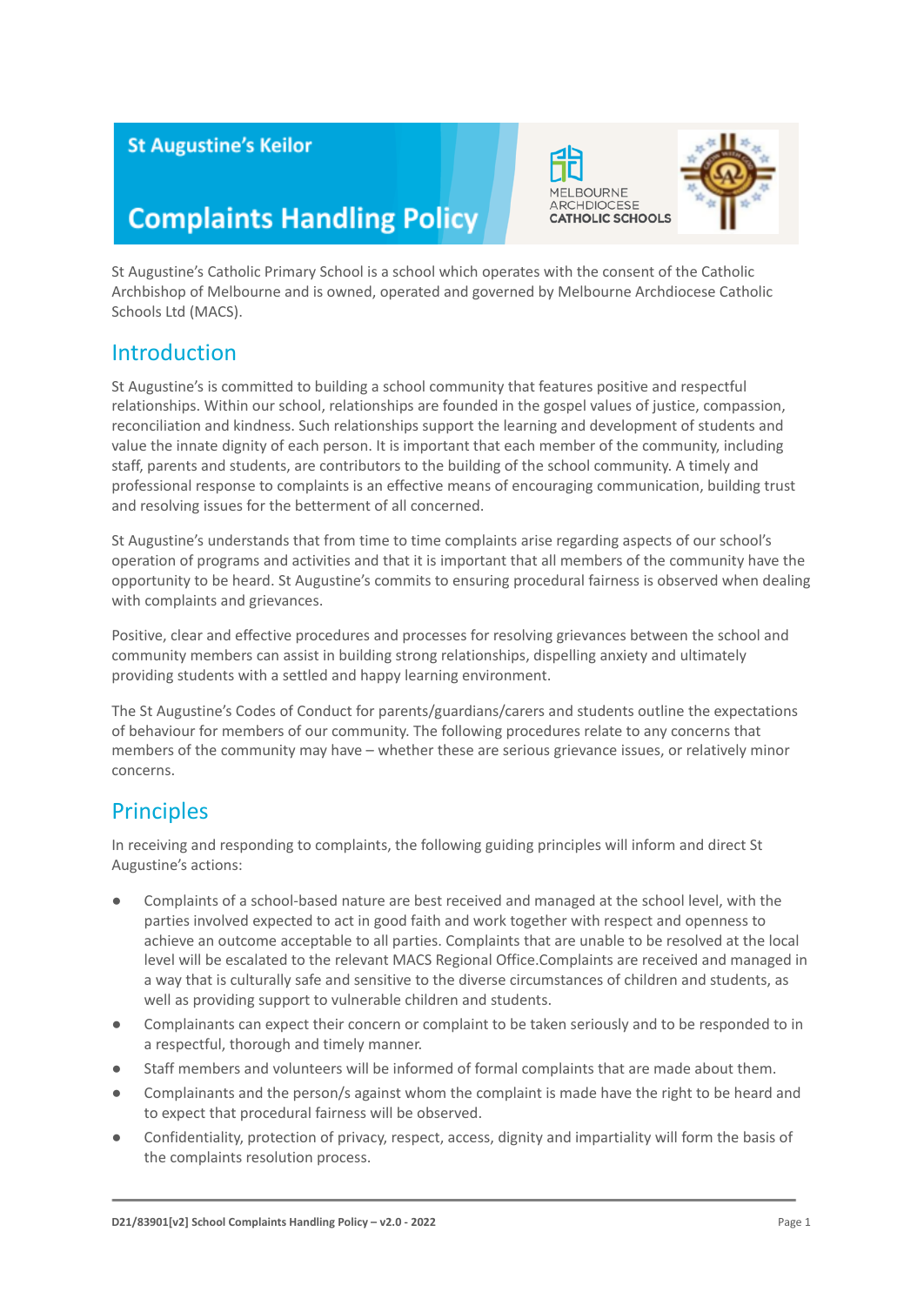St Augustine's Keilor

# Complaints Handling Policy

MELBOURNE ARCHDIOCESE CATHOLIC SCHOOLS

St Augustine's Catholic Primary School is a school which operates with the consent of the Catholic Archbishop of Melbourne and is owned, operated and governed by Melbourne Archdiocese Catholic Schools Ltd (MACS).

## Introduction

St Augustine's is committed to building a school community that features positive and respectful relationships. Within our school, relationships are founded in the gospel values of justice, compassion, reconciliation and kindness. Such relationships support the learning and development of students and value the innate dignity of each person. It is important that each member of the community, including staff, parents and students, are contributors to the building of the school community. A timely and professional response to complaints is an effective means of encouraging communication, building trust and resolving issues for the betterment of all concerned.

St Augustine's understands that from time to time complaints arise regarding aspects of our school's operation of programs and activities and that it is important that all members of the community have the opportunity to be heard. St Augustine's commits to ensuring procedural fairness is observed when dealing with complaints and grievances.

Positive, clear and effective procedures and processes for resolving grievances between the school and community members can assist in building strong relationships, dispelling anxiety and ultimately providing students with a settled and happy learning environment.

The St Augustine's Codes of Conduct for parents/guardians/carers and students outline the expectations of behaviour for members of our community. The following procedures relate to any concerns that members of the community may have – whether these are serious grievance issues, or relatively minor concerns.

## Principles

In receiving and responding to complaints, the following guiding principles will inform and direct St Augustine's actions:

- Complaints of a school-based nature are best received and managed at the school level, with the parties involved expected to act in good faith and work together with respect and openness to achieve an outcome acceptable to all parties. Complaints that are unable to be resolved at the local level will be escalated to the relevant MACS Regional Office.Complaints are received and managed in a way that is culturally safe and sensitive to the diverse circumstances of children and students, as well as providing support to vulnerable children and students.
- Complainants can expect their concern or complaint to be taken seriously and to be responded to in a respectful, thorough and timely manner.
- Staff members and volunteers will be informed of formal complaints that are made about them.
- Complainants and the person/s against whom the complaint is made have the right to be heard and to expect that procedural fairness will be observed.
- Confidentiality, protection of privacy, respect, access, dignity and impartiality will form the basis of the complaints resolution process.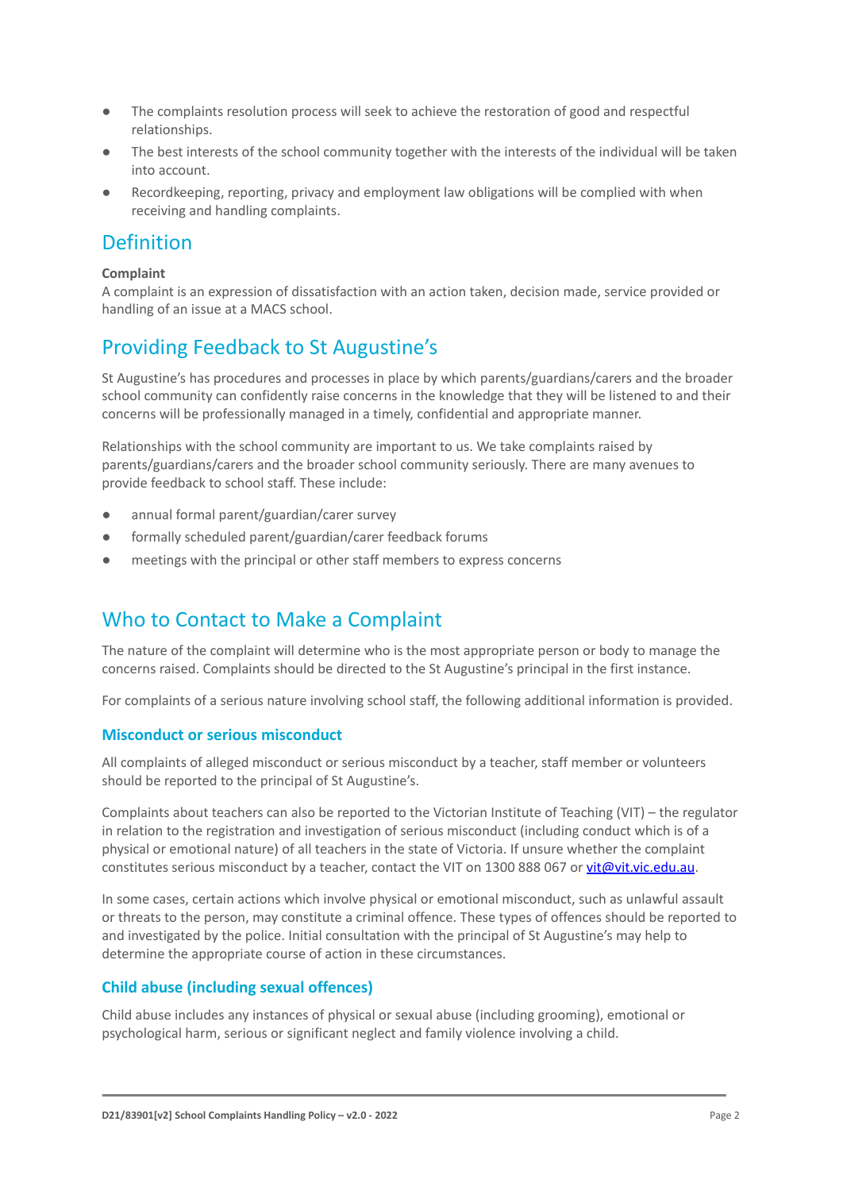- The complaints resolution process will seek to achieve the restoration of good and respectful relationships.
- The best interests of the school community together with the interests of the individual will be taken into account.
- Recordkeeping, reporting, privacy and employment law obligations will be complied with when receiving and handling complaints.

## Definition

**Complaint**

A complaint is an expression of dissatisfaction with an action taken, decision made, service provided or handling of an issue at a MACS school.

## Providing Feedback to St Augustine's

St Augustine's has procedures and processes in place by which parents/guardians/carers and the broader school community can confidently raise concerns in the knowledge that they will be listened to and their concerns will be professionally managed in a timely, confidential and appropriate manner.

Relationships with the school community are important to us. We take complaints raised by parents/guardians/carers and the broader school community seriously. There are many avenues to provide feedback to school staff. These include:

- annual formal parent/guardian/carer survey
- formally scheduled parent/guardian/carer feedback forums
- meetings with the principal or other staff members to express concerns

## Who to Contact to Make a Complaint

The nature of the complaint will determine who is the most appropriate person or body to manage the concerns raised. Complaints should be directed to the St Augustine's principal in the first instance.

For complaints of a serious nature involving school staff, the following additional information is provided.

### Misconduct or serious misconduct

All complaints of alleged misconduct or serious misconduct by a teacher, staff member or volunteers should be reported to the principal of St Augustine's.

Complaints about teachers can also be reported to the Victorian Institute of Teaching (VIT) – the regulator in relation to the registration and investigation of serious misconduct (including conduct which is of a physical or emotional nature) of all teachers in the state of Victoria. If unsure whether the complaint constitutes serious misconduct by a teacher, contact the VIT on 1300 888 067 or vit@vit.vic.edu.au.

In some cases, certain actions which involve physical or emotional misconduct, such as unlawful assault or threats to the person, may constitute a criminal offence. These types of offences should be reported to and investigated by the police. Initial consultation with the principal of St Augustine's may help to determine the appropriate course of action in these circumstances.

### Child abuse (including sexual offences)

Child abuse includes any instances of physical or sexual abuse (including grooming), emotional or psychological harm, serious or significant neglect and family violence involving a child.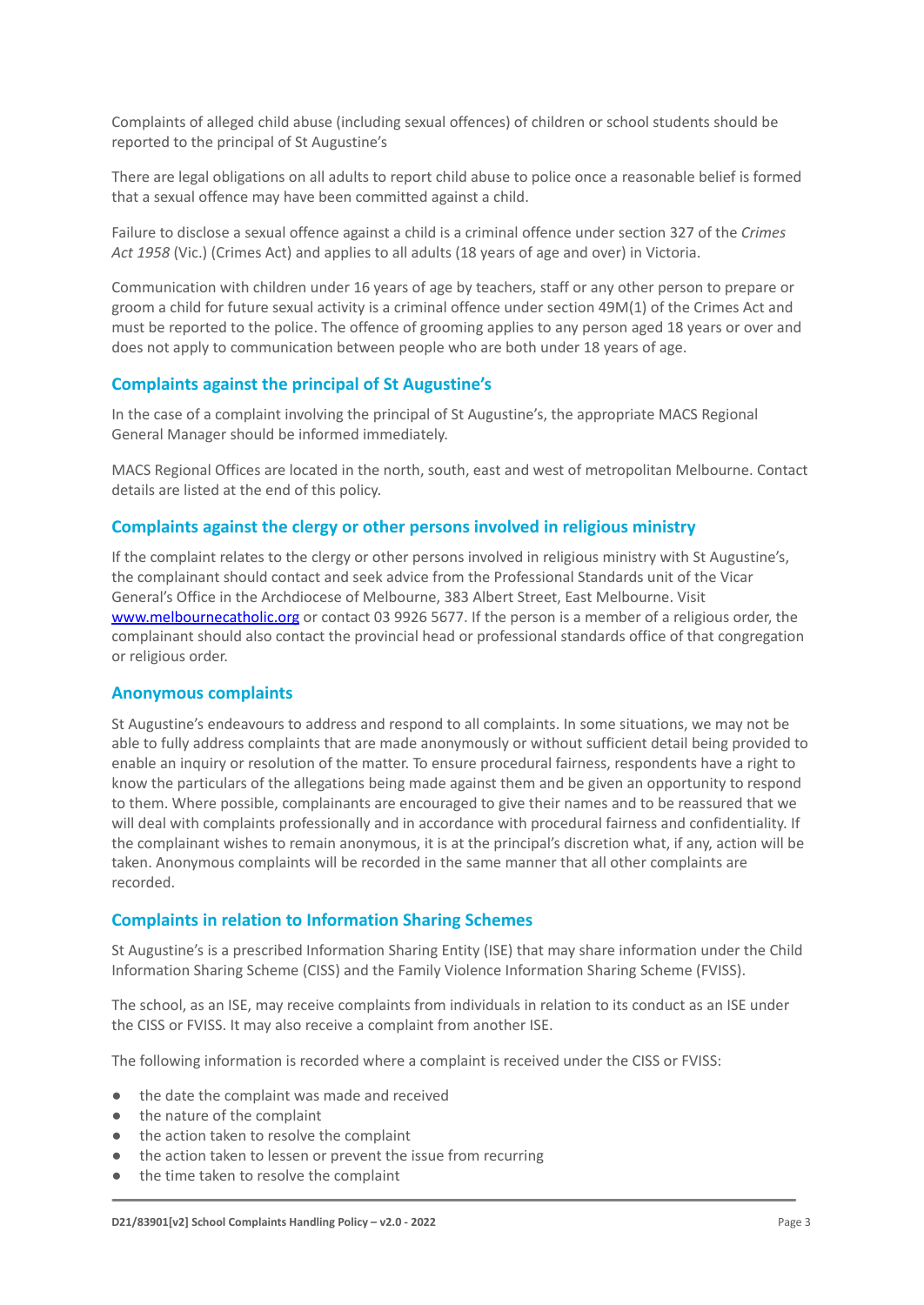Complaints of alleged child abuse (including sexual offences) of children or school students should be reported to the principal of St Augustine's

There are legal obligations on all adults to report child abuse to police once a reasonable belief is formed that a sexual offence may have been committed against a child.

Failure to disclose a sexual offence against a child is a criminal offence under section 327 of the *Crimes Act 1958* (Vic.) (Crimes Act) and applies to all adults (18 years of age and over) in Victoria.

Communication with children under 16 years of age by teachers, staff or any other person to prepare or groom a child for future sexual activity is a criminal offence under section 49M(1) of the Crimes Act and must be reported to the police. The offence of grooming applies to any person aged 18 years or over and does not apply to communication between people who are both under 18 years of age.

## Complaints against the principal of St Augustine's

In the case of a complaint involving the principal of St Augustine's, the appropriate MACS Regional General Manager should be informed immediately.

MACS Regional Offices are located in the north, south, east and west of metropolitan Melbourne. Contact details are listed at the end of this policy.

## Complaints against the clergy or other persons involved in religious ministry

If the complaint relates to the clergy or other persons involved in religious ministry with St Augustine's, the complainant should contact and seek advice from the Professional Standards unit of the Vicar General's Office in the Archdiocese of Melbourne, 383 Albert Street, East Melbourne. Visit [www.melbournecatholic.org](http://www.melbournecatholic.org) or contact 03 9926 5677. If the person is a member of a religious order, the complainant should also contact the provincial head or professional standards office of that congregation or religious order.

## Anonymous complaints

St Augustine's endeavours to address and respond to all complaints. In some situations, we may not be able to fully address complaints that are made anonymously or without sufficient detail being provided to enable an inquiry or resolution of the matter. To ensure procedural fairness, respondents have a right to know the particulars of the allegations being made against them and be given an opportunity to respond to them. Where possible, complainants are encouraged to give their names and to be reassured that we will deal with complaints professionally and in accordance with procedural fairness and confidentiality. If the complainant wishes to remain anonymous, it is at the principal's discretion what, if any, action will be taken. Anonymous complaints will be recorded in the same manner that all other complaints are recorded.

## Complaints in relation to Information Sharing Schemes

St Augustine's is a prescribed Information Sharing Entity (ISE) that may share information under the Child Information Sharing Scheme (CISS) and the Family Violence Information Sharing Scheme (FVISS).

The school, as an ISE, may receive complaints from individuals in relation to its conduct as an ISE under the CISS or FVISS. It may also receive a complaint from another ISE.

The following information is recorded where a complaint is received under the CISS or FVISS:

- the date the complaint was made and received
- the nature of the complaint
- the action taken to resolve the complaint
- the action taken to lessen or prevent the issue from recurring
- the time taken to resolve the complaint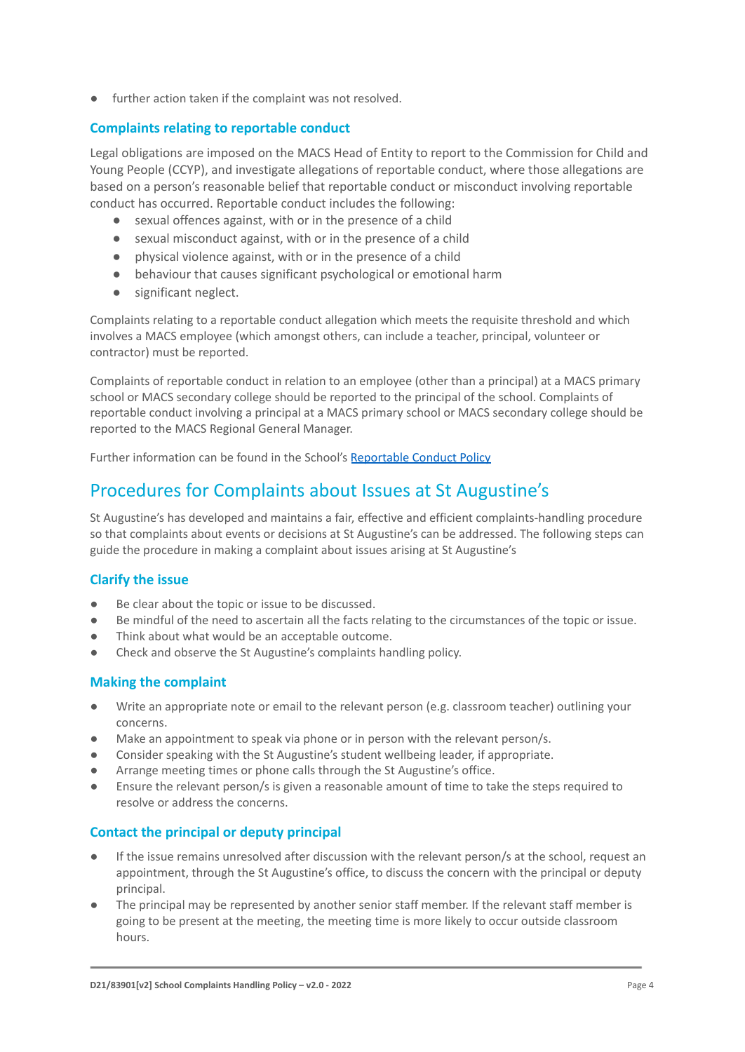- further action taken if the complaint was not resolved.

### Complaints relating to reportable conduct

Legal obligations are imposed on the MACS Head of Entity to report to the Commission for Child and Young People (CCYP), and investigate allegations of reportable conduct, where those allegations are based on a person's reasonable belief that reportable conduct or misconduct involving reportable conduct has occurred. Reportable conduct includes the following:

- sexual offences against, with or in the presence of a child
- sexual misconduct against, with or in the presence of a child
- physical violence against, with or in the presence of a child
- behaviour that causes significant psychological or emotional harm
- significant neglect.

Complaints relating to a reportable conduct allegation which meets the requisite threshold and which involves a MACS employee (which amongst others, can include a teacher, principal, volunteer or contractor) must be reported.

Complaints of reportable conduct in relation to an employee (other than a principal) at a MACS primary school or MACS secondary college should be reported to the principal of the school. Complaints of reportable conduct involving a principal at a MACS primary school or MACS secondary college should be reported to the MACS Regional General Manager.

Further information can be found in the School's Reportable Conduct Policy

## Procedures for Complaints about Issues at St Augustine's

St Augustine's has developed and maintains a fair, effective and efficient complaints-handling procedure so that complaints about events or decisions at St Augustine's can be addressed. The following steps can guide the procedure in making a complaint about issues arising at St Augustine's

### Clarify the issue

- Be clear about the topic or issue to be discussed.
- Be mindful of the need to ascertain all the facts relating to the circumstances of the topic or issue.
- Think about what would be an acceptable outcome.
- Check and observe the St Augustine's complaints handling policy.

### Making the complaint

- Write an appropriate note or email to the relevant person (e.g. classroom teacher) outlining your concerns.
- Make an appointment to speak via phone or in person with the relevant person/s.
- Consider speaking with the St Augustine's student wellbeing leader, if appropriate.
- Arrange meeting times or phone calls through the St Augustine's office.
- Ensure the relevant person/s is given a reasonable amount of time to take the steps required to resolve or address the concerns.

### Contact the principal or deputy principal

- If the issue remains unresolved after discussion with the relevant person/s at the school, request an appointment, through the St Augustine's office, to discuss the concern with the principal or deputy principal.
- The principal may be represented by another senior staff member. If the relevant staff member is going to be present at the meeting, the meeting time is more likely to occur outside classroom hours.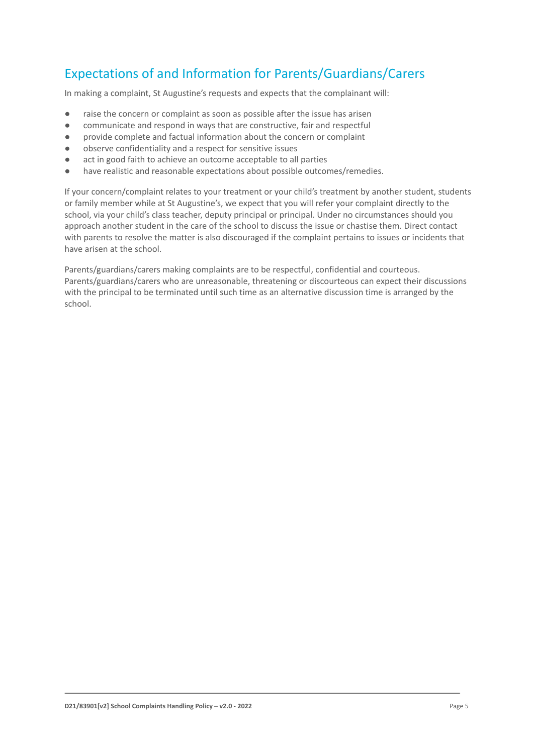## Expectations of and Information for Parents/Guardians/Carers

In making a complaint, St Augustine's requests and expects that the complainant will:

- raise the concern or complaint as soon as possible after the issue has arisen
- communicate and respond in ways that are constructive, fair and respectful
- provide complete and factual information about the concern or complaint
- observe confidentiality and a respect for sensitive issues
- act in good faith to achieve an outcome acceptable to all parties
- have realistic and reasonable expectations about possible outcomes/remedies.

If your concern/complaint relates to your treatment or your child's treatment by another student, students or family member while at St Augustine's, we expect that you will refer your complaint directly to the school, via your child's class teacher, deputy principal or principal. Under no circumstances should you approach another student in the care of the school to discuss the issue or chastise them. Direct contact with parents to resolve the matter is also discouraged if the complaint pertains to issues or incidents that have arisen at the school.

Parents/guardians/carers making complaints are to be respectful, confidential and courteous. Parents/guardians/carers who are unreasonable, threatening or discourteous can expect their discussions with the principal to be terminated until such time as an alternative discussion time is arranged by the school.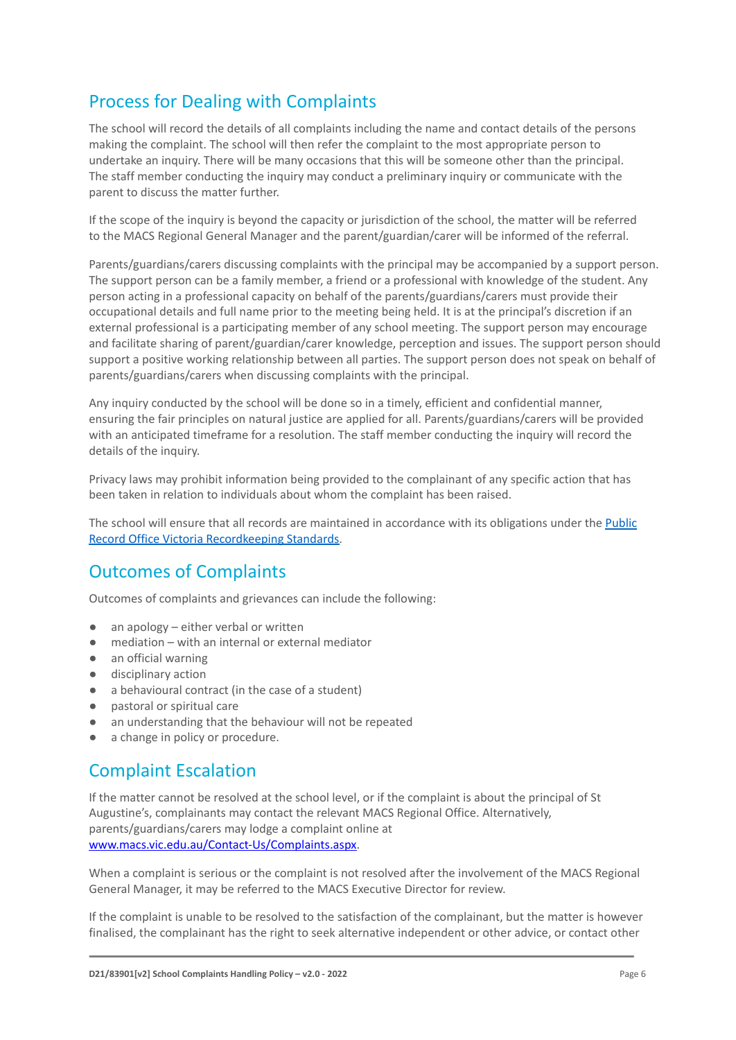## Process for Dealing with Complaints

The school will record the details of all complaints including the name and contact details of the persons making the complaint. The school will then refer the complaint to the most appropriate person to undertake an inquiry. There will be many occasions that this will be someone other than the principal. The staff member conducting the inquiry may conduct a preliminary inquiry or communicate with the parent to discuss the matter further.

If the scope of the inquiry is beyond the capacity or jurisdiction of the school, the matter will be referred to the MACS Regional General Manager and the parent/guardian/carer will be informed of the referral.

Parents/guardians/carers discussing complaints with the principal may be accompanied by a support person. The support person can be a family member, a friend or a professional with knowledge of the student. Any person acting in a professional capacity on behalf of the parents/guardians/carers must provide their occupational details and full name prior to the meeting being held. It is at the principal's discretion if an external professional is a participating member of any school meeting. The support person may encourage and facilitate sharing of parent/guardian/carer knowledge, perception and issues. The support person should support a positive working relationship between all parties. The support person does not speak on behalf of parents/guardians/carers when discussing complaints with the principal.

Any inquiry conducted by the school will be done so in a timely, efficient and confidential manner, ensuring the fair principles on natural justice are applied for all. Parents/guardians/carers will be provided with an anticipated timeframe for a resolution. The staff member conducting the inquiry will record the details of the inquiry.

Privacy laws may prohibit information being provided to the complainant of any specific action that has been taken in relation to individuals about whom the complaint has been raised.

The school will ensure that all records are maintained in accordance with its obligations under the Public Record Office Victoria Recordkeeping Standards.

## Outcomes of Complaints

Outcomes of complaints and grievances can include the following:

- an apology – either verbal or written
- mediation – with an internal or external mediator
- an official warning
- disciplinary action
- a behavioural contract (in the case of a student)
- pastoral or spiritual care
- an understanding that the behaviour will not be repeated
- a change in policy or procedure.

## Complaint Escalation

If the matter cannot be resolved at the school level, or if the complaint is about the principal of St Augustine's, complainants may contact the relevant MACS Regional Office. Alternatively, parents/guardians/carers may lodge a complaint online at www.macs.vic.edu.au/Contact-Us/Complaints.aspx.

When a complaint is serious or the complaint is not resolved after the involvement of the MACS Regional General Manager, it may be referred to the MACS Executive Director for review.

If the complaint is unable to be resolved to the satisfaction of the complainant, but the matter is however finalised, the complainant has the right to seek alternative independent or other advice, or contact other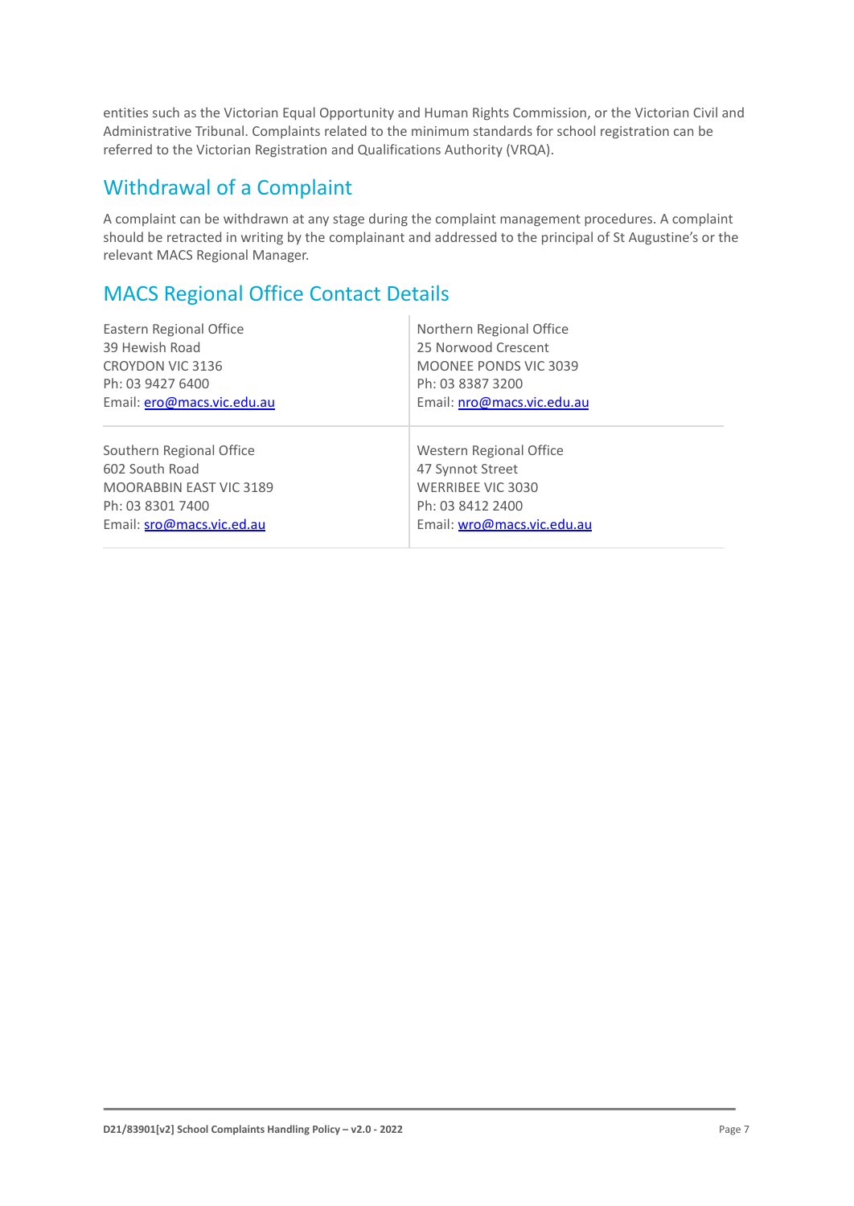entities such as the Victorian Equal Opportunity and Human Rights Commission, or the Victorian Civil and Administrative Tribunal. Complaints related to the minimum standards for school registration can be referred to the Victorian Registration and Qualifications Authority (VRQA).

## Withdrawal of a Complaint

A complaint can be withdrawn at any stage during the complaint management procedures. A complaint should be retracted in writing by the complainant and addressed to the principal of St Augustine's or the relevant MACS Regional Manager.

## MACS Regional Office Contact Details

| | |
|---|---|
| Eastern Regional Office<br>39 Hewish Road<br>CROYDON VIC 3136<br>Ph: 03 9427 6400<br>Email: ero@macs.vic.edu.au | Northern Regional Office<br>25 Norwood Crescent<br>MOONEE PONDS VIC 3039<br>Ph: 03 8387 3200<br>Email: nro@macs.vic.edu.au |
| Southern Regional Office<br>602 South Road<br>MOORABBIN EAST VIC 3189<br>Ph: 03 8301 7400<br>Email: sro@macs.vic.ed.au | Western Regional Office<br>47 Synnot Street<br>WERRIBEE VIC 3030<br>Ph: 03 8412 2400<br>Email: wro@macs.vic.edu.au |